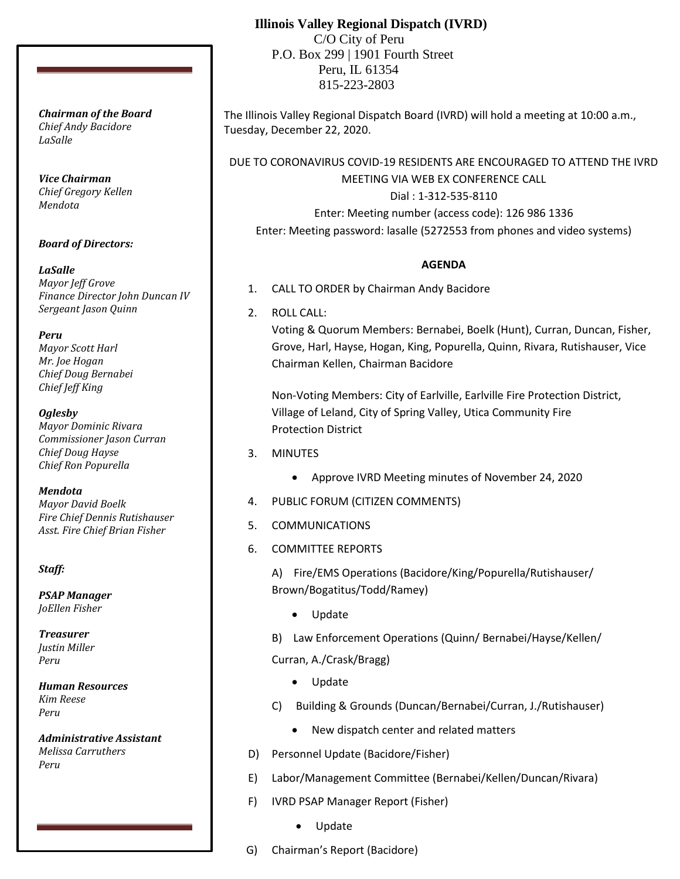# Illinois Valley Regional Dispatch (IVRD)

C/O City of Peru
P.O. Box 299 | 1901 Fourth Street
Peru, IL 61354
815-223-2803

***Chairman of the Board***
*Chief Andy Bacidore*
*LaSalle*

***Vice Chairman***
*Chief Gregory Kellen*
*Mendota*

***Board of Directors:***

***LaSalle***
*Mayor Jeff Grove*
*Finance Director John Duncan IV*
*Sergeant Jason Quinn*

***Peru***
*Mayor Scott Harl*
*Mr. Joe Hogan*
*Chief Doug Bernabei*
*Chief Jeff King*

***Oglesby***
*Mayor Dominic Rivara*
*Commissioner Jason Curran*
*Chief Doug Hayse*
*Chief Ron Popurella*

***Mendota***
*Mayor David Boelk*
*Fire Chief Dennis Rutishauser*
*Asst. Fire Chief Brian Fisher*

***Staff:***

***PSAP Manager***
*JoEllen Fisher*

***Treasurer***
*Justin Miller*
*Peru*

***Human Resources***
*Kim Reese*
*Peru*

***Administrative Assistant***
*Melissa Carruthers*
*Peru*

The Illinois Valley Regional Dispatch Board (IVRD) will hold a meeting at 10:00 a.m., Tuesday, December 22, 2020.

DUE TO CORONAVIRUS COVID-19 RESIDENTS ARE ENCOURAGED TO ATTEND THE IVRD MEETING VIA WEB EX CONFERENCE CALL
Dial : 1-312-535-8110
Enter: Meeting number (access code): 126 986 1336
Enter: Meeting password: lasalle (5272553 from phones and video systems)

**AGENDA**

1. CALL TO ORDER by Chairman Andy Bacidore
2. ROLL CALL:
   Voting & Quorum Members: Bernabei, Boelk (Hunt), Curran, Duncan, Fisher, Grove, Harl, Hayse, Hogan, King, Popurella, Quinn, Rivara, Rutishauser, Vice Chairman Kellen, Chairman Bacidore

   Non-Voting Members: City of Earlville, Earlville Fire Protection District, Village of Leland, City of Spring Valley, Utica Community Fire Protection District
3. MINUTES
   - Approve IVRD Meeting minutes of November 24, 2020
4. PUBLIC FORUM (CITIZEN COMMENTS)
5. COMMUNICATIONS
6. COMMITTEE REPORTS

   A) Fire/EMS Operations (Bacidore/King/Popurella/Rutishauser/Brown/Bogatitus/Todd/Ramey)
   - Update

   B) Law Enforcement Operations (Quinn/ Bernabei/Hayse/Kellen/Curran, A./Crask/Bragg)
   - Update

   C) Building & Grounds (Duncan/Bernabei/Curran, J./Rutishauser)
   - New dispatch center and related matters

D) Personnel Update (Bacidore/Fisher)

E) Labor/Management Committee (Bernabei/Kellen/Duncan/Rivara)

F) IVRD PSAP Manager Report (Fisher)
   - Update

G) Chairman's Report (Bacidore)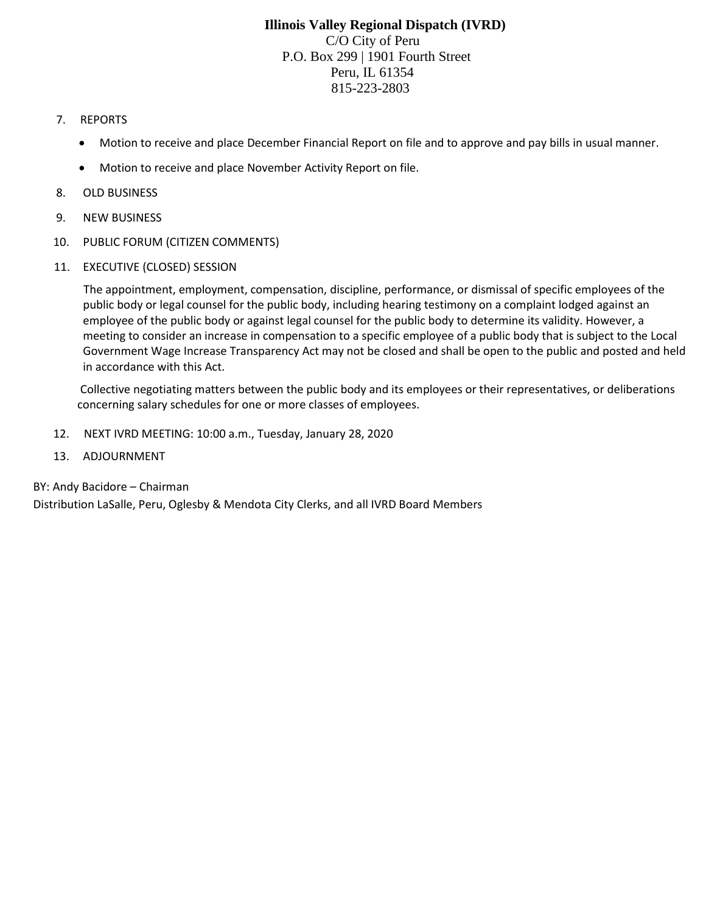**Illinois Valley Regional Dispatch (IVRD)**
C/O City of Peru
P.O. Box 299 | 1901 Fourth Street
Peru, IL 61354
815-223-2803

7. REPORTS
   - Motion to receive and place December Financial Report on file and to approve and pay bills in usual manner.
   - Motion to receive and place November Activity Report on file.
8. OLD BUSINESS
9. NEW BUSINESS
10. PUBLIC FORUM (CITIZEN COMMENTS)
11. EXECUTIVE (CLOSED) SESSION

    The appointment, employment, compensation, discipline, performance, or dismissal of specific employees of the public body or legal counsel for the public body, including hearing testimony on a complaint lodged against an employee of the public body or against legal counsel for the public body to determine its validity. However, a meeting to consider an increase in compensation to a specific employee of a public body that is subject to the Local Government Wage Increase Transparency Act may not be closed and shall be open to the public and posted and held in accordance with this Act.

    Collective negotiating matters between the public body and its employees or their representatives, or deliberations concerning salary schedules for one or more classes of employees.

12. NEXT IVRD MEETING: 10:00 a.m., Tuesday, January 28, 2020
13. ADJOURNMENT

BY: Andy Bacidore – Chairman
Distribution LaSalle, Peru, Oglesby & Mendota City Clerks, and all IVRD Board Members